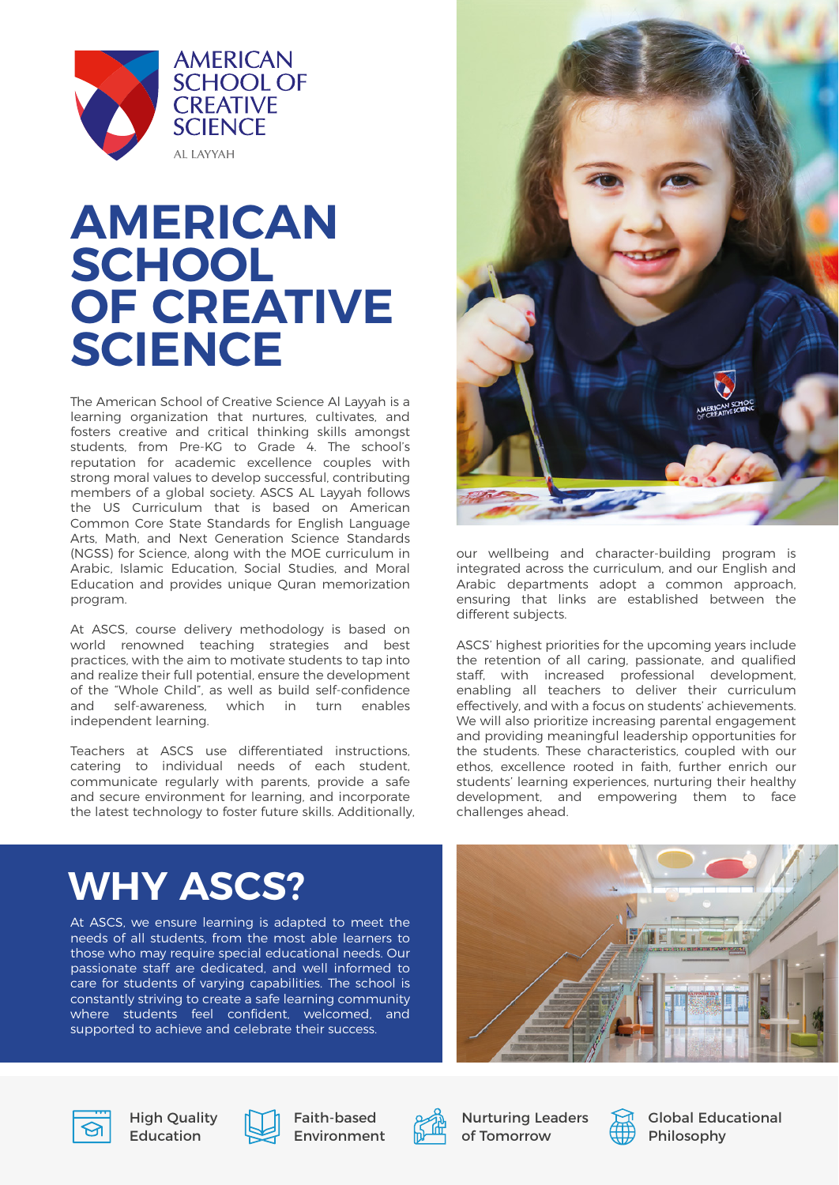AMERICAN SCHOOL OF CREATIVE SCIENCE

AL LAYYAH

# AMERICAN SCHOOL OF CREATIVE SCIENCE

The American School of Creative Science Al Layyah is a learning organization that nurtures, cultivates, and fosters creative and critical thinking skills amongst students, from Pre-KG to Grade 4. The school's reputation for academic excellence couples with strong moral values to develop successful, contributing members of a global society. ASCS AL Layyah follows the US Curriculum that is based on American Common Core State Standards for English Language Arts, Math, and Next Generation Science Standards (NGSS) for Science, along with the MOE curriculum in Arabic, Islamic Education, Social Studies, and Moral Education and provides unique Quran memorization program.

At ASCS, course delivery methodology is based on world renowned teaching strategies and best practices, with the aim to motivate students to tap into and realize their full potential, ensure the development of the "Whole Child", as well as build self-confidence and self-awareness, which in turn enables independent learning.

Teachers at ASCS use differentiated instructions, catering to individual needs of each student, communicate regularly with parents, provide a safe and secure environment for learning, and incorporate the latest technology to foster future skills. Additionally, our wellbeing and character-building program is integrated across the curriculum, and our English and Arabic departments adopt a common approach, ensuring that links are established between the different subjects.

ASCS' highest priorities for the upcoming years include the retention of all caring, passionate, and qualified staff, with increased professional development, enabling all teachers to deliver their curriculum effectively, and with a focus on students' achievements. We will also prioritize increasing parental engagement and providing meaningful leadership opportunities for the students. These characteristics, coupled with our ethos, excellence rooted in faith, further enrich our students' learning experiences, nurturing their healthy development, and empowering them to face challenges ahead.

## WHY ASCS?

At ASCS, we ensure learning is adapted to meet the needs of all students, from the most able learners to those who may require special educational needs. Our passionate staff are dedicated, and well informed to care for students of varying capabilities. The school is constantly striving to create a safe learning community where students feel confident, welcomed, and supported to achieve and celebrate their success.

- High Quality Education
- Faith-based Environment
- Nurturing Leaders of Tomorrow
- Global Educational Philosophy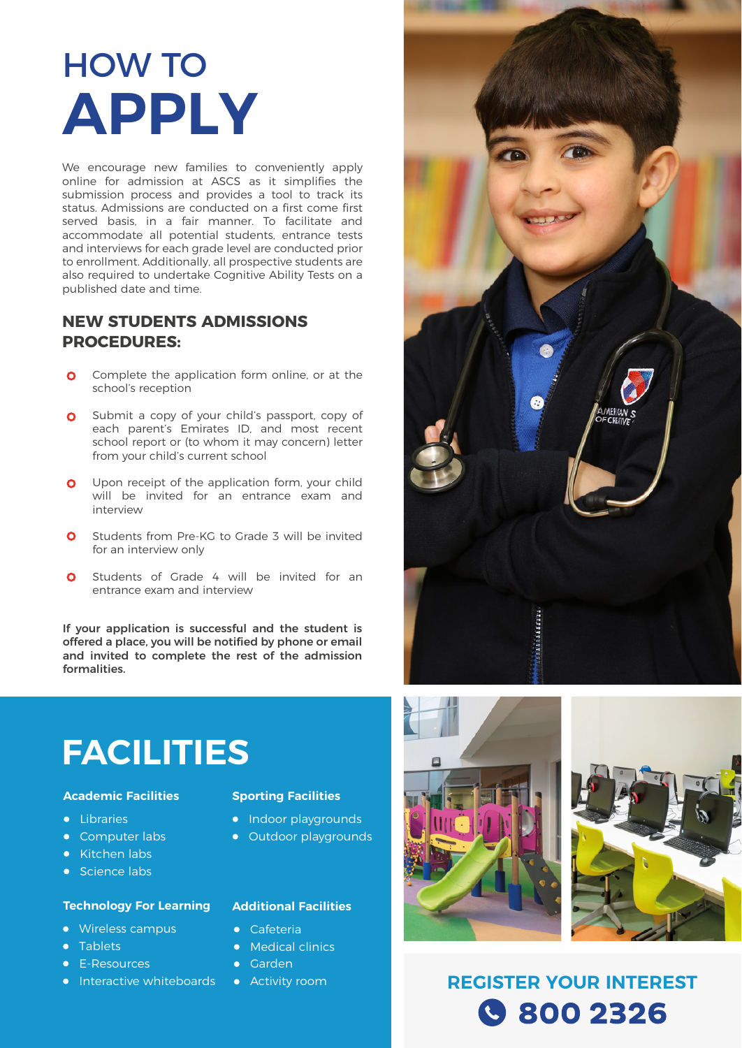# HOW TO APPLY

We encourage new families to conveniently apply online for admission at ASCS as it simplifies the submission process and provides a tool to track its status. Admissions are conducted on a first come first served basis, in a fair manner. To facilitate and accommodate all potential students, entrance tests and interviews for each grade level are conducted prior to enrollment. Additionally, all prospective students are also required to undertake Cognitive Ability Tests on a published date and time.

## NEW STUDENTS ADMISSIONS PROCEDURES:

- Complete the application form online, or at the school's reception
- Submit a copy of your child's passport, copy of each parent's Emirates ID, and most recent school report or (to whom it may concern) letter from your child's current school
- Upon receipt of the application form, your child will be invited for an entrance exam and interview
- Students from Pre-KG to Grade 3 will be invited for an interview only
- Students of Grade 4 will be invited for an entrance exam and interview

**If your application is successful and the student is offered a place, you will be notified by phone or email and invited to complete the rest of the admission formalities.**

# FACILITIES

### Academic Facilities

- Libraries
- Computer labs
- Kitchen labs
- Science labs

### Sporting Facilities

- Indoor playgrounds
- Outdoor playgrounds

### Technology For Learning

- Wireless campus
- Tablets
- E-Resources
- Interactive whiteboards

### Additional Facilities

- Cafeteria
- Medical clinics
- Garden
- Activity room

## REGISTER YOUR INTEREST

**800 2326**